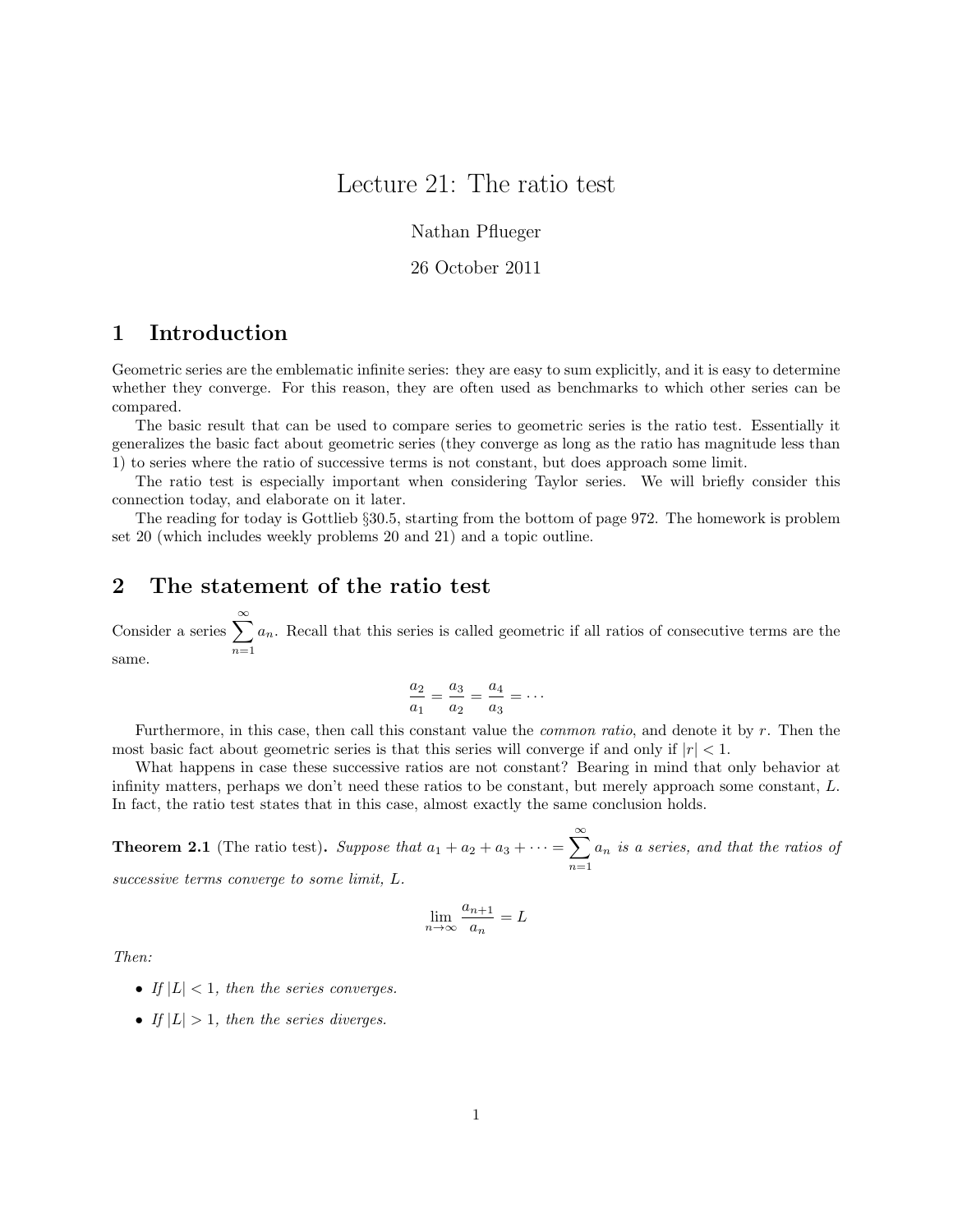᠎# Lecture 21: The ratio test

Nathan Pflueger

26 October 2011

## 1 Introduction

Geometric series are the emblematic infinite series: they are easy to sum explicitly, and it is easy to determine whether they converge. For this reason, they are often used as benchmarks to which other series can be compared.

The basic result that can be used to compare series to geometric series is the ratio test. Essentially it generalizes the basic fact about geometric series (they converge as long as the ratio has magnitude less than 1) to series where the ratio of successive terms is not constant, but does approach some limit.

The ratio test is especially important when considering Taylor series. We will briefly consider this connection today, and elaborate on it later.

The reading for today is Gottlieb §30.5, starting from the bottom of page 972. The homework is problem set 20 (which includes weekly problems 20 and 21) and a topic outline.

## 2 The statement of the ratio test

Consider a series $\sum_{n=1}^{\infty} a_n$. Recall that this series is called geometric if all ratios of consecutive terms are the same.

$$\frac{a_2}{a_1} = \frac{a_3}{a_2} = \frac{a_4}{a_3} = \cdots$$

Furthermore, in this case, then call this constant value the *common ratio*, and denote it by $r$. Then the most basic fact about geometric series is that this series will converge if and only if $|r| < 1$.

What happens in case these successive ratios are not constant? Bearing in mind that only behavior at infinity matters, perhaps we don't need these ratios to be constant, but merely approach some constant, $L$. In fact, the ratio test states that in this case, almost exactly the same conclusion holds.

**Theorem 2.1** (The ratio test)**.** *Suppose that $a_1 + a_2 + a_3 + \cdots = \sum_{n=1}^{\infty} a_n$ is a series, and that the ratios of successive terms converge to some limit, $L$.*

$$\lim_{n\to\infty} \frac{a_{n+1}}{a_n} = L$$

*Then:*

- *If $|L| < 1$, then the series converges.*
- *If $|L| > 1$, then the series diverges.*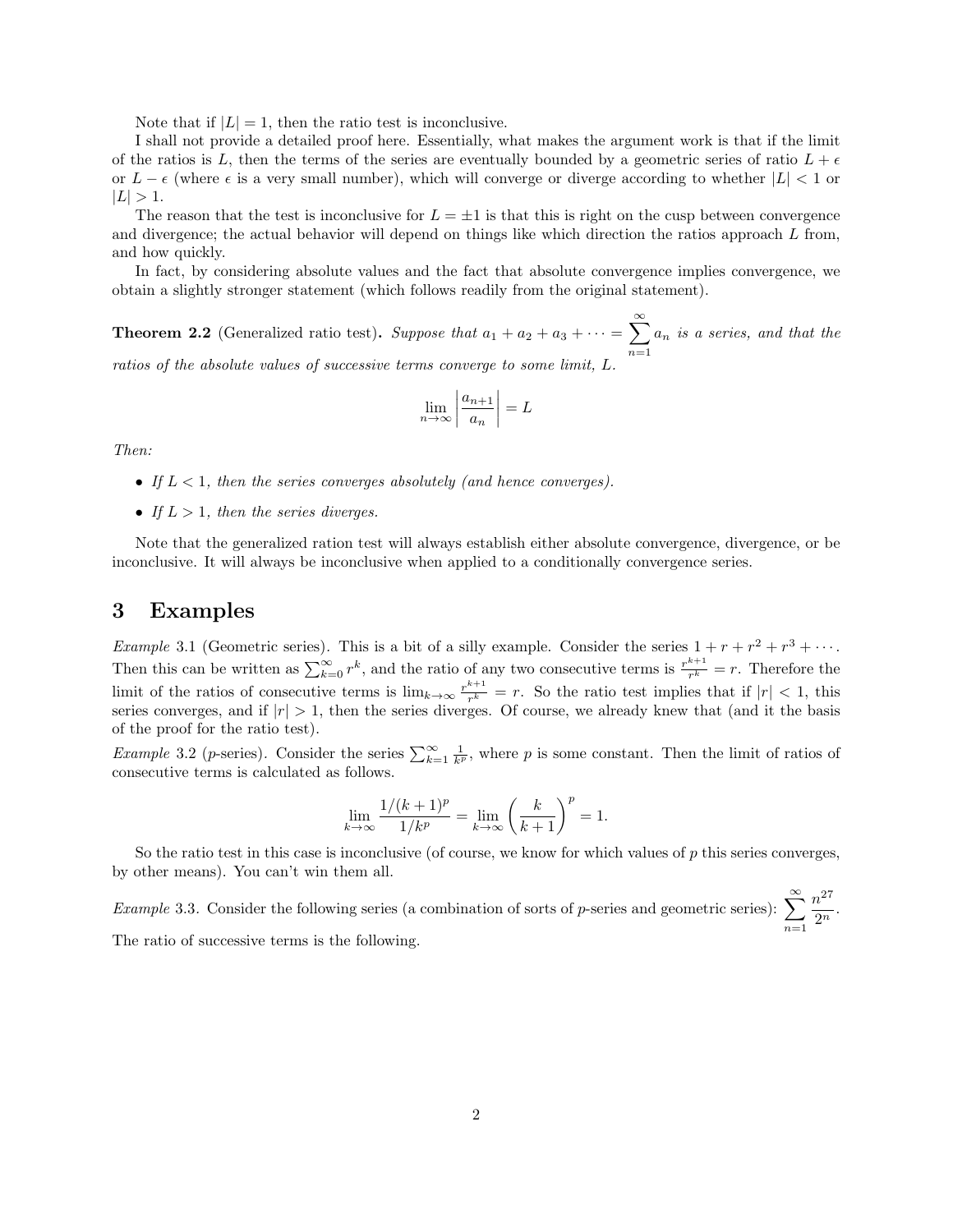Note that if $|L| = 1$, then the ratio test is inconclusive.

I shall not provide a detailed proof here. Essentially, what makes the argument work is that if the limit of the ratios is $L$, then the terms of the series are eventually bounded by a geometric series of ratio $L + \epsilon$ or $L - \epsilon$ (where $\epsilon$ is a very small number), which will converge or diverge according to whether $|L| < 1$ or $|L| > 1$.

The reason that the test is inconclusive for $L = \pm 1$ is that this is right on the cusp between convergence and divergence; the actual behavior will depend on things like which direction the ratios approach $L$ from, and how quickly.

In fact, by considering absolute values and the fact that absolute convergence implies convergence, we obtain a slightly stronger statement (which follows readily from the original statement).

**Theorem 2.2** (Generalized ratio test)**.** *Suppose that* $a_1 + a_2 + a_3 + \cdots = \sum_{n=1}^{\infty} a_n$ *is a series, and that the ratios of the absolute values of successive terms converge to some limit,* $L$*.*

$$\lim_{n\to\infty} \left| \frac{a_{n+1}}{a_n} \right| = L$$

*Then:*

- *If* $L < 1$*, then the series converges absolutely (and hence converges).*
- *If* $L > 1$*, then the series diverges.*

Note that the generalized ration test will always establish either absolute convergence, divergence, or be inconclusive. It will always be inconclusive when applied to a conditionally convergence series.

# 3 Examples

*Example* 3.1 (Geometric series). This is a bit of a silly example. Consider the series $1 + r + r^2 + r^3 + \cdots$. Then this can be written as $\sum_{k=0}^{\infty} r^k$, and the ratio of any two consecutive terms is $\frac{r^{k+1}}{r^k} = r$. Therefore the limit of the ratios of consecutive terms is $\lim_{k\to\infty} \frac{r^{k+1}}{r^k} = r$. So the ratio test implies that if $|r| < 1$, this series converges, and if $|r| > 1$, then the series diverges. Of course, we already knew that (and it the basis of the proof for the ratio test).

*Example* 3.2 ($p$-series). Consider the series $\sum_{k=1}^{\infty} \frac{1}{k^p}$, where $p$ is some constant. Then the limit of ratios of consecutive terms is calculated as follows.

$$\lim_{k\to\infty} \frac{1/(k+1)^p}{1/k^p} = \lim_{k\to\infty} \left( \frac{k}{k+1} \right)^p = 1.$$

So the ratio test in this case is inconclusive (of course, we know for which values of $p$ this series converges, by other means). You can't win them all.

*Example* 3.3. Consider the following series (a combination of sorts of $p$-series and geometric series): $\sum_{n=1}^{\infty} \frac{n^{27}}{2^n}$. The ratio of successive terms is the following.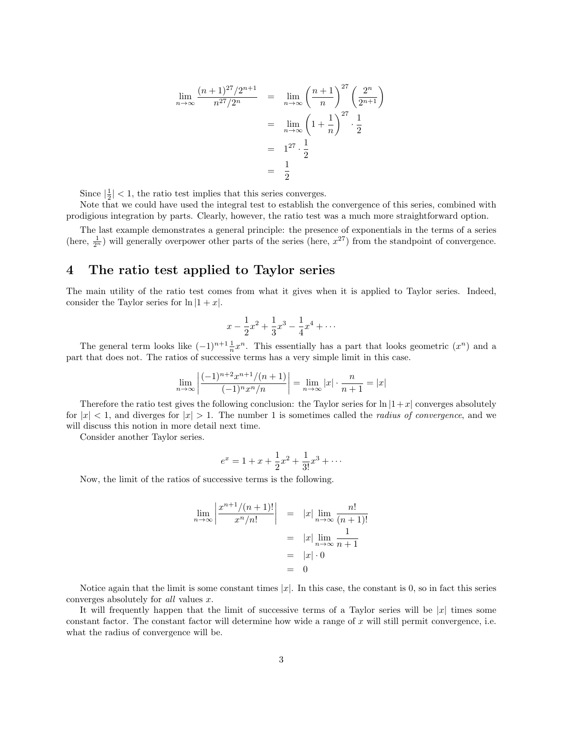$$
\begin{aligned}
\lim_{n\to\infty} \frac{(n+1)^{27}/2^{n+1}}{n^{27}/2^n} &= \lim_{n\to\infty} \left(\frac{n+1}{n}\right)^{27} \left(\frac{2^n}{2^{n+1}}\right) \\
&= \lim_{n\to\infty} \left(1+\frac{1}{n}\right)^{27} \cdot \frac{1}{2} \\
&= 1^{27} \cdot \frac{1}{2} \\
&= \frac{1}{2}
\end{aligned}
$$

Since $|\frac{1}{2}| < 1$, the ratio test implies that this series converges.

Note that we could have used the integral test to establish the convergence of this series, combined with prodigious integration by parts. Clearly, however, the ratio test was a much more straightforward option.

The last example demonstrates a general principle: the presence of exponentials in the terms of a series (here, $\frac{1}{2^n}$) will generally overpower other parts of the series (here, $x^{27}$) from the standpoint of convergence.

# 4 The ratio test applied to Taylor series

The main utility of the ratio test comes from what it gives when it is applied to Taylor series. Indeed, consider the Taylor series for $\ln|1+x|$.

$$
x - \frac{1}{2}x^2 + \frac{1}{3}x^3 - \frac{1}{4}x^4 + \cdots
$$

The general term looks like $(-1)^{n+1}\frac{1}{n}x^n$. This essentially has a part that looks geometric ($x^n$) and a part that does not. The ratios of successive terms has a very simple limit in this case.

$$
\lim_{n\to\infty} \left|\frac{(-1)^{n+2}x^{n+1}/(n+1)}{(-1)^n x^n/n}\right| = \lim_{n\to\infty} |x| \cdot \frac{n}{n+1} = |x|
$$

Therefore the ratio test gives the following conclusion: the Taylor series for $\ln|1+x|$ converges absolutely for $|x| < 1$, and diverges for $|x| > 1$. The number 1 is sometimes called the *radius of convergence*, and we will discuss this notion in more detail next time.

Consider another Taylor series.

$$
e^x = 1 + x + \frac{1}{2}x^2 + \frac{1}{3!}x^3 + \cdots
$$

Now, the limit of the ratios of successive terms is the following.

$$
\begin{aligned}
\lim_{n\to\infty} \left|\frac{x^{n+1}/(n+1)!}{x^n/n!}\right| &= |x| \lim_{n\to\infty} \frac{n!}{(n+1)!} \\
&= |x| \lim_{n\to\infty} \frac{1}{n+1} \\
&= |x| \cdot 0 \\
&= 0
\end{aligned}
$$

Notice again that the limit is some constant times $|x|$. In this case, the constant is 0, so in fact this series converges absolutely for *all* values $x$.

It will frequently happen that the limit of successive terms of a Taylor series will be $|x|$ times some constant factor. The constant factor will determine how wide a range of $x$ will still permit convergence, i.e. what the radius of convergence will be.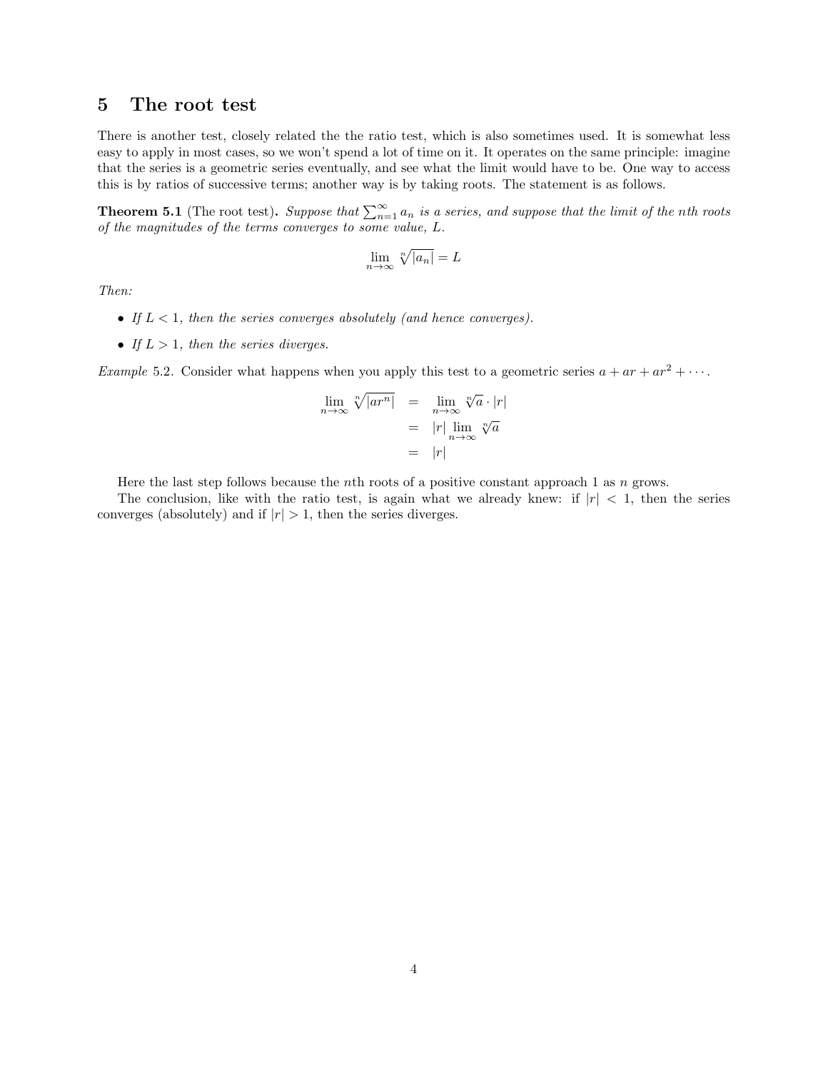## 5 The root test

There is another test, closely related the the ratio test, which is also sometimes used. It is somewhat less easy to apply in most cases, so we won't spend a lot of time on it. It operates on the same principle: imagine that the series is a geometric series eventually, and see what the limit would have to be. One way to access this is by ratios of successive terms; another way is by taking roots. The statement is as follows.

**Theorem 5.1** (The root test). *Suppose that $\sum_{n=1}^{\infty} a_n$ is a series, and suppose that the limit of the nth roots of the magnitudes of the terms converges to some value, L.*

$$\lim_{n\to\infty} \sqrt[n]{|a_n|} = L$$

*Then:*

- *If $L < 1$, then the series converges absolutely (and hence converges).*
- *If $L > 1$, then the series diverges.*

*Example* 5.2. Consider what happens when you apply this test to a geometric series $a + ar + ar^2 + \cdots$.

$$\begin{aligned}
\lim_{n\to\infty} \sqrt[n]{|ar^n|} &= \lim_{n\to\infty} \sqrt[n]{a} \cdot |r| \\
&= |r| \lim_{n\to\infty} \sqrt[n]{a} \\
&= |r|
\end{aligned}$$

Here the last step follows because the $n$th roots of a positive constant approach 1 as $n$ grows.

The conclusion, like with the ratio test, is again what we already knew: if $|r| < 1$, then the series converges (absolutely) and if $|r| > 1$, then the series diverges.